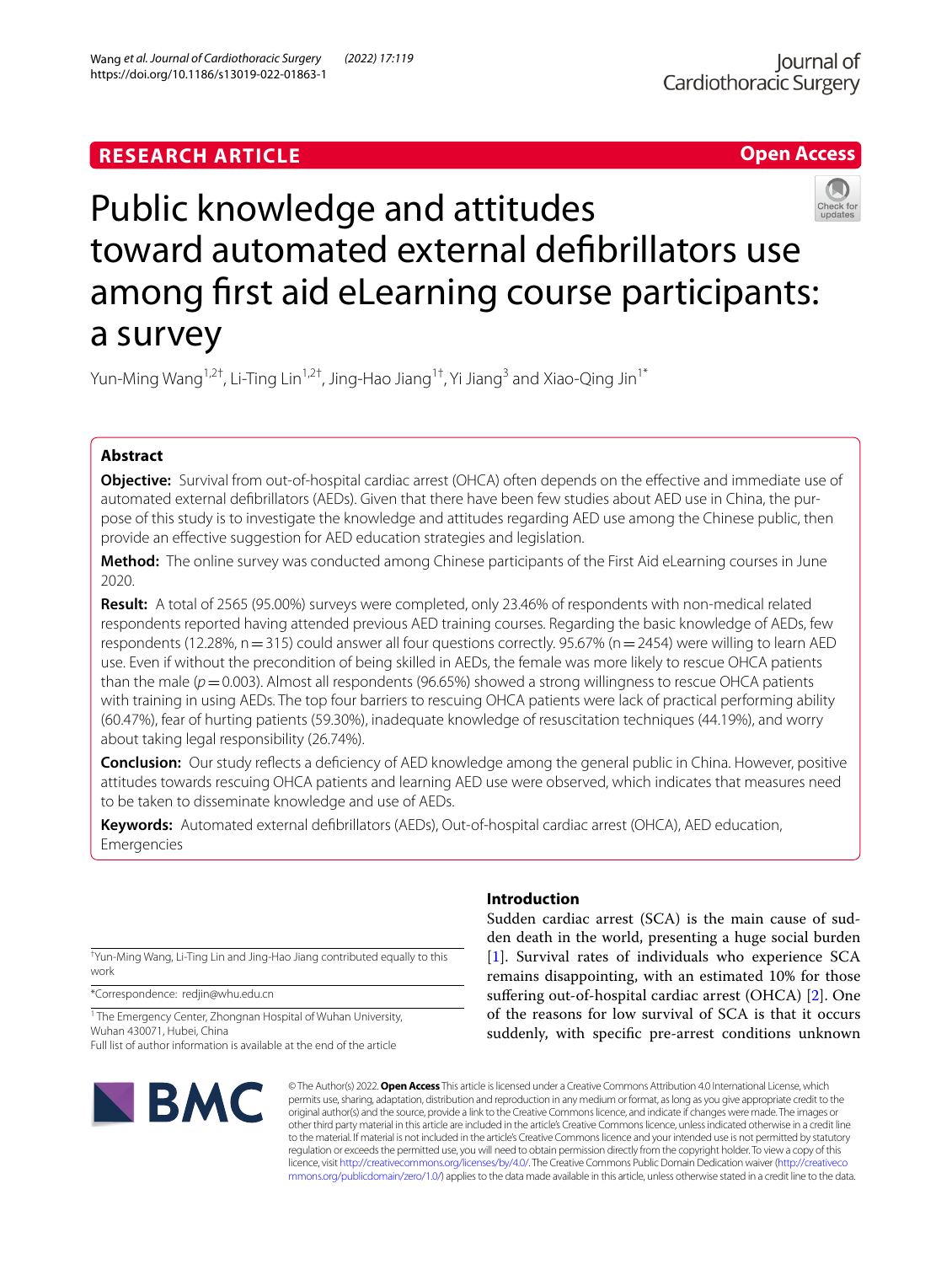RESEARCH ARTICLE

Open Access

# Public knowledge and attitudes toward automated external defibrillators use among first aid eLearning course participants: a survey

Yun-Ming Wang[1,2†], Li-Ting Lin[1,2†], Jing-Hao Jiang[1†], Yi Jiang[3] and Xiao-Qing Jin[1*]

## Abstract

**Objective:** Survival from out-of-hospital cardiac arrest (OHCA) often depends on the effective and immediate use of automated external defibrillators (AEDs). Given that there have been few studies about AED use in China, the purpose of this study is to investigate the knowledge and attitudes regarding AED use among the Chinese public, then provide an effective suggestion for AED education strategies and legislation.

**Method:** The online survey was conducted among Chinese participants of the First Aid eLearning courses in June 2020.

**Result:** A total of 2565 (95.00%) surveys were completed, only 23.46% of respondents with non-medical related respondents reported having attended previous AED training courses. Regarding the basic knowledge of AEDs, few respondents (12.28%, n = 315) could answer all four questions correctly. 95.67% (n = 2454) were willing to learn AED use. Even if without the precondition of being skilled in AEDs, the female was more likely to rescue OHCA patients than the male ($p = 0.003$). Almost all respondents (96.65%) showed a strong willingness to rescue OHCA patients with training in using AEDs. The top four barriers to rescuing OHCA patients were lack of practical performing ability (60.47%), fear of hurting patients (59.30%), inadequate knowledge of resuscitation techniques (44.19%), and worry about taking legal responsibility (26.74%).

**Conclusion:** Our study reflects a deficiency of AED knowledge among the general public in China. However, positive attitudes towards rescuing OHCA patients and learning AED use were observed, which indicates that measures need to be taken to disseminate knowledge and use of AEDs.

**Keywords:** Automated external defibrillators (AEDs), Out-of-hospital cardiac arrest (OHCA), AED education, Emergencies

## Introduction

Sudden cardiac arrest (SCA) is the main cause of sudden death in the world, presenting a huge social burden [1]. Survival rates of individuals who experience SCA remains disappointing, with an estimated 10% for those suffering out-of-hospital cardiac arrest (OHCA) [2]. One of the reasons for low survival of SCA is that it occurs suddenly, with specific pre-arrest conditions unknown

†Yun-Ming Wang, Li-Ting Lin and Jing-Hao Jiang contributed equally to this work

*Correspondence: redjin@whu.edu.cn

[1] The Emergency Center, Zhongnan Hospital of Wuhan University, Wuhan 430071, Hubei, China

Full list of author information is available at the end of the article

© The Author(s) 2022. **Open Access** This article is licensed under a Creative Commons Attribution 4.0 International License, which permits use, sharing, adaptation, distribution and reproduction in any medium or format, as long as you give appropriate credit to the original author(s) and the source, provide a link to the Creative Commons licence, and indicate if changes were made. The images or other third party material in this article are included in the article's Creative Commons licence, unless indicated otherwise in a credit line to the material. If material is not included in the article's Creative Commons licence and your intended use is not permitted by statutory regulation or exceeds the permitted use, you will need to obtain permission directly from the copyright holder. To view a copy of this licence, visit http://creativecommons.org/licenses/by/4.0/. The Creative Commons Public Domain Dedication waiver (http://creativecommons.org/publicdomain/zero/1.0/) applies to the data made available in this article, unless otherwise stated in a credit line to the data.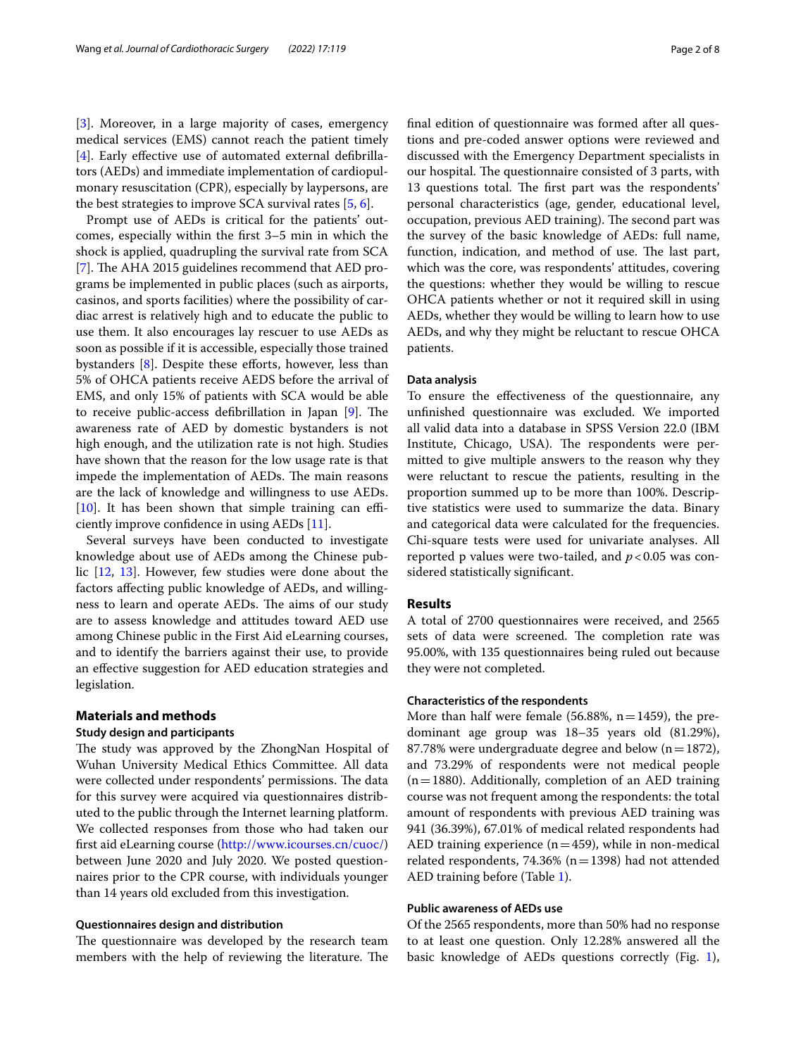[3]. Moreover, in a large majority of cases, emergency medical services (EMS) cannot reach the patient timely [4]. Early effective use of automated external defibrillators (AEDs) and immediate implementation of cardiopulmonary resuscitation (CPR), especially by laypersons, are the best strategies to improve SCA survival rates [5, 6].

Prompt use of AEDs is critical for the patients' outcomes, especially within the first 3–5 min in which the shock is applied, quadrupling the survival rate from SCA [7]. The AHA 2015 guidelines recommend that AED programs be implemented in public places (such as airports, casinos, and sports facilities) where the possibility of cardiac arrest is relatively high and to educate the public to use them. It also encourages lay rescuer to use AEDs as soon as possible if it is accessible, especially those trained bystanders [8]. Despite these efforts, however, less than 5% of OHCA patients receive AEDS before the arrival of EMS, and only 15% of patients with SCA would be able to receive public-access defibrillation in Japan [9]. The awareness rate of AED by domestic bystanders is not high enough, and the utilization rate is not high. Studies have shown that the reason for the low usage rate is that impede the implementation of AEDs. The main reasons are the lack of knowledge and willingness to use AEDs. [10]. It has been shown that simple training can efficiently improve confidence in using AEDs [11].

Several surveys have been conducted to investigate knowledge about use of AEDs among the Chinese public [12, 13]. However, few studies were done about the factors affecting public knowledge of AEDs, and willingness to learn and operate AEDs. The aims of our study are to assess knowledge and attitudes toward AED use among Chinese public in the First Aid eLearning courses, and to identify the barriers against their use, to provide an effective suggestion for AED education strategies and legislation.

## Materials and methods

### Study design and participants

The study was approved by the ZhongNan Hospital of Wuhan University Medical Ethics Committee. All data were collected under respondents' permissions. The data for this survey were acquired via questionnaires distributed to the public through the Internet learning platform. We collected responses from those who had taken our first aid eLearning course (http://www.icourses.cn/cuoc/) between June 2020 and July 2020. We posted questionnaires prior to the CPR course, with individuals younger than 14 years old excluded from this investigation.

### Questionnaires design and distribution

The questionnaire was developed by the research team members with the help of reviewing the literature. The final edition of questionnaire was formed after all questions and pre-coded answer options were reviewed and discussed with the Emergency Department specialists in our hospital. The questionnaire consisted of 3 parts, with 13 questions total. The first part was the respondents' personal characteristics (age, gender, educational level, occupation, previous AED training). The second part was the survey of the basic knowledge of AEDs: full name, function, indication, and method of use. The last part, which was the core, was respondents' attitudes, covering the questions: whether they would be willing to rescue OHCA patients whether or not it required skill in using AEDs, whether they would be willing to learn how to use AEDs, and why they might be reluctant to rescue OHCA patients.

### Data analysis

To ensure the effectiveness of the questionnaire, any unfinished questionnaire was excluded. We imported all valid data into a database in SPSS Version 22.0 (IBM Institute, Chicago, USA). The respondents were permitted to give multiple answers to the reason why they were reluctant to rescue the patients, resulting in the proportion summed up to be more than 100%. Descriptive statistics were used to summarize the data. Binary and categorical data were calculated for the frequencies. Chi-square tests were used for univariate analyses. All reported p values were two-tailed, and $p<0.05$ was considered statistically significant.

## Results

A total of 2700 questionnaires were received, and 2565 sets of data were screened. The completion rate was 95.00%, with 135 questionnaires being ruled out because they were not completed.

### Characteristics of the respondents

More than half were female (56.88%, n = 1459), the predominant age group was 18–35 years old (81.29%), 87.78% were undergraduate degree and below (n = 1872), and 73.29% of respondents were not medical people (n = 1880). Additionally, completion of an AED training course was not frequent among the respondents: the total amount of respondents with previous AED training was 941 (36.39%), 67.01% of medical related respondents had AED training experience (n = 459), while in non-medical related respondents, 74.36% (n = 1398) had not attended AED training before (Table 1).

### Public awareness of AEDs use

Of the 2565 respondents, more than 50% had no response to at least one question. Only 12.28% answered all the basic knowledge of AEDs questions correctly (Fig. 1),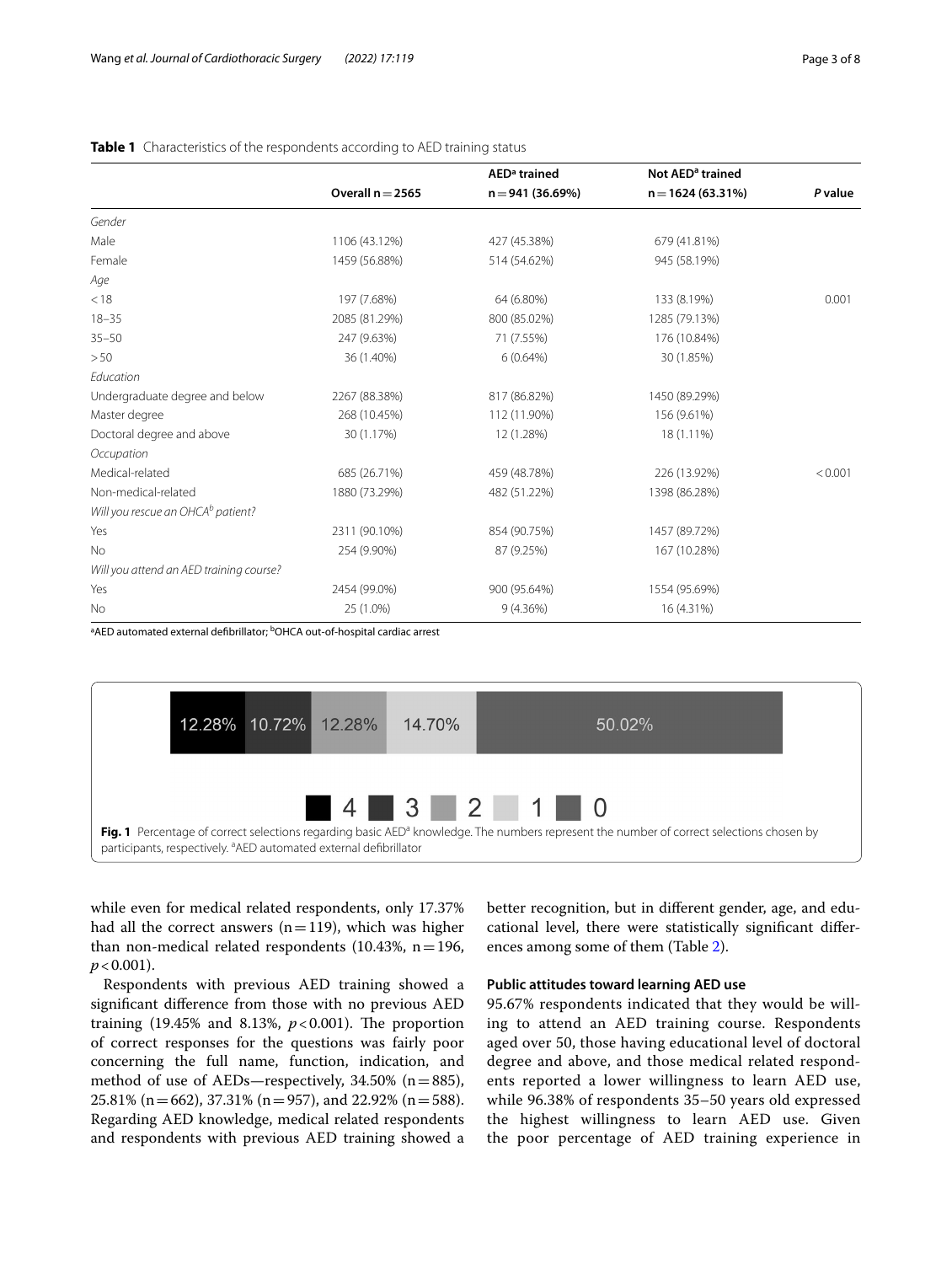**Table 1** Characteristics of the respondents according to AED training status

| | Overall n = 2565 | AED[a] trained n = 941 (36.69%) | Not AED[a] trained n = 1624 (63.31%) | *P* value |
|---|---|---|---|---|
| *Gender* | | | | |
| Male | 1106 (43.12%) | 427 (45.38%) | 679 (41.81%) | |
| Female | 1459 (56.88%) | 514 (54.62%) | 945 (58.19%) | |
| *Age* | | | | |
| < 18 | 197 (7.68%) | 64 (6.80%) | 133 (8.19%) | 0.001 |
| 18–35 | 2085 (81.29%) | 800 (85.02%) | 1285 (79.13%) | |
| 35–50 | 247 (9.63%) | 71 (7.55%) | 176 (10.84%) | |
| > 50 | 36 (1.40%) | 6 (0.64%) | 30 (1.85%) | |
| *Education* | | | | |
| Undergraduate degree and below | 2267 (88.38%) | 817 (86.82%) | 1450 (89.29%) | |
| Master degree | 268 (10.45%) | 112 (11.90%) | 156 (9.61%) | |
| Doctoral degree and above | 30 (1.17%) | 12 (1.28%) | 18 (1.11%) | |
| *Occupation* | | | | |
| Medical-related | 685 (26.71%) | 459 (48.78%) | 226 (13.92%) | < 0.001 |
| Non-medical-related | 1880 (73.29%) | 482 (51.22%) | 1398 (86.28%) | |
| *Will you rescue an OHCA[b] patient?* | | | | |
| Yes | 2311 (90.10%) | 854 (90.75%) | 1457 (89.72%) | |
| No | 254 (9.90%) | 87 (9.25%) | 167 (10.28%) | |
| *Will you attend an AED training course?* | | | | |
| Yes | 2454 (99.0%) | 900 (95.64%) | 1554 (95.69%) | |
| No | 25 (1.0%) | 9 (4.36%) | 16 (4.31%) | |

[a]AED automated external defibrillator; [b]OHCA out-of-hospital cardiac arrest

| 4 | 3 | 2 | 1 | 0 |
|---|---|---|---|---|
| 12.28% | 10.72% | 12.28% | 14.70% | 50.02% |

**Fig. 1** Percentage of correct selections regarding basic AED[a] knowledge. The numbers represent the number of correct selections chosen by participants, respectively. [a]AED automated external defibrillator

while even for medical related respondents, only 17.37% had all the correct answers (n = 119), which was higher than non-medical related respondents (10.43%, n = 196, $p < 0.001$).

Respondents with previous AED training showed a significant difference from those with no previous AED training (19.45% and 8.13%, $p < 0.001$). The proportion of correct responses for the questions was fairly poor concerning the full name, function, indication, and method of use of AEDs—respectively, 34.50% (n = 885), 25.81% (n = 662), 37.31% (n = 957), and 22.92% (n = 588). Regarding AED knowledge, medical related respondents and respondents with previous AED training showed a better recognition, but in different gender, age, and educational level, there were statistically significant differences among some of them (Table 2).

### Public attitudes toward learning AED use

95.67% respondents indicated that they would be willing to attend an AED training course. Respondents aged over 50, those having educational level of doctoral degree and above, and those medical related respondents reported a lower willingness to learn AED use, while 96.38% of respondents 35–50 years old expressed the highest willingness to learn AED use. Given the poor percentage of AED training experience in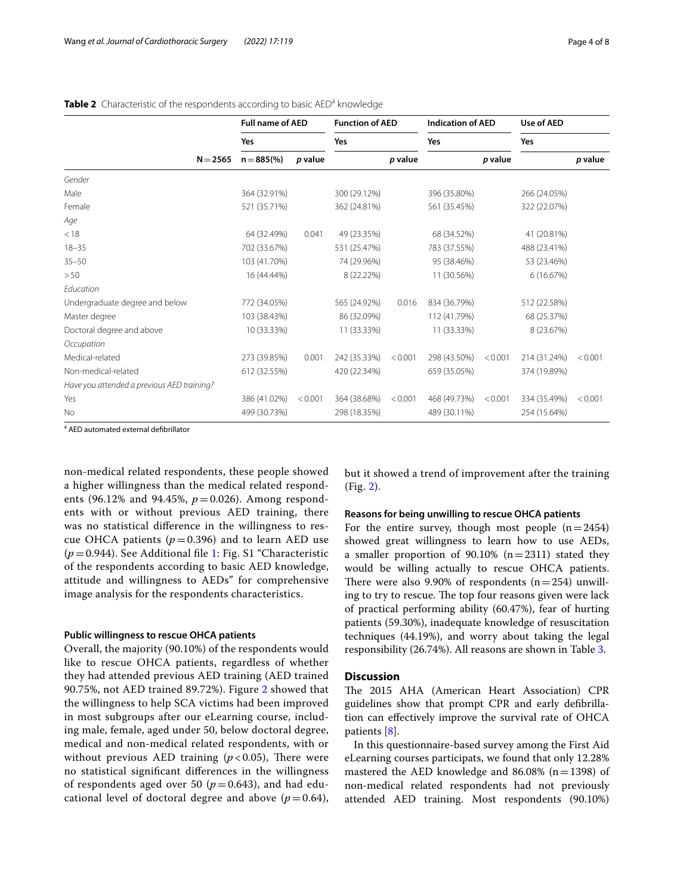**Table 2** Characteristic of the respondents according to basic AED[a] knowledge

| | Full name of AED | | Function of AED | | Indication of AED | | Use of AED | |
|---|---|---|---|---|---|---|---|---|
| | Yes | | Yes | | Yes | | Yes | |
| N = 2565 | n = 885(%) | *p* value | | *p* value | | *p* value | | *p* value |
| *Gender* | | | | | | | | |
| Male | 364 (32.91%) | | 300 (29.12%) | | 396 (35.80%) | | 266 (24.05%) | |
| Female | 521 (35.71%) | | 362 (24.81%) | | 561 (35.45%) | | 322 (22.07%) | |
| *Age* | | | | | | | | |
| < 18 | 64 (32.49%) | 0.041 | 49 (23.35%) | | 68 (34.52%) | | 41 (20.81%) | |
| 18–35 | 702 (33.67%) | | 531 (25.47%) | | 783 (37.55%) | | 488 (23.41%) | |
| 35–50 | 103 (41.70%) | | 74 (29.96%) | | 95 (38.46%) | | 53 (23.46%) | |
| > 50 | 16 (44.44%) | | 8 (22.22%) | | 11 (30.56%) | | 6 (16.67%) | |
| *Education* | | | | | | | | |
| Undergraduate degree and below | 772 (34.05%) | | 565 (24.92%) | 0.016 | 834 (36.79%) | | 512 (22.58%) | |
| Master degree | 103 (38.43%) | | 86 (32.09%) | | 112 (41.79%) | | 68 (25.37%) | |
| Doctoral degree and above | 10 (33.33%) | | 11 (33.33%) | | 11 (33.33%) | | 8 (23.67%) | |
| *Occupation* | | | | | | | | |
| Medical-related | 273 (39.85%) | 0.001 | 242 (35.33%) | < 0.001 | 298 (43.50%) | < 0.001 | 214 (31.24%) | < 0.001 |
| Non-medical-related | 612 (32.55%) | | 420 (22.34%) | | 659 (35.05%) | | 374 (19.89%) | |
| *Have you attended a previous AED training?* | | | | | | | | |
| Yes | 386 (41.02%) | < 0.001 | 364 (38.68%) | < 0.001 | 468 (49.73%) | < 0.001 | 334 (35.49%) | < 0.001 |
| No | 499 (30.73%) | | 298 (18.35%) | | 489 (30.11%) | | 254 (15.64%) | |

[a] AED automated external defibrillator

non-medical related respondents, these people showed a higher willingness than the medical related respondents (96.12% and 94.45%, $p = 0.026$). Among respondents with or without previous AED training, there was no statistical difference in the willingness to rescue OHCA patients ($p = 0.396$) and to learn AED use ($p = 0.944$). See Additional file 1: Fig. S1 "Characteristic of the respondents according to basic AED knowledge, attitude and willingness to AEDs" for comprehensive image analysis for the respondents characteristics.

#### Public willingness to rescue OHCA patients

Overall, the majority (90.10%) of the respondents would like to rescue OHCA patients, regardless of whether they had attended previous AED training (AED trained 90.75%, not AED trained 89.72%). Figure 2 showed that the willingness to help SCA victims had been improved in most subgroups after our eLearning course, including male, female, aged under 50, below doctoral degree, medical and non-medical related respondents, with or without previous AED training ($p < 0.05$), There were no statistical significant differences in the willingness of respondents aged over 50 ($p = 0.643$), and had educational level of doctoral degree and above ($p = 0.64$), but it showed a trend of improvement after the training (Fig. 2).

#### Reasons for being unwilling to rescue OHCA patients

For the entire survey, though most people (n = 2454) showed great willingness to learn how to use AEDs, a smaller proportion of 90.10% (n = 2311) stated they would be willing actually to rescue OHCA patients. There were also 9.90% of respondents (n = 254) unwilling to try to rescue. The top four reasons given were lack of practical performing ability (60.47%), fear of hurting patients (59.30%), inadequate knowledge of resuscitation techniques (44.19%), and worry about taking the legal responsibility (26.74%). All reasons are shown in Table 3.

## Discussion

The 2015 AHA (American Heart Association) CPR guidelines show that prompt CPR and early defibrillation can effectively improve the survival rate of OHCA patients [8].

In this questionnaire-based survey among the First Aid eLearning courses participats, we found that only 12.28% mastered the AED knowledge and 86.08% (n = 1398) of non-medical related respondents had not previously attended AED training. Most respondents (90.10%)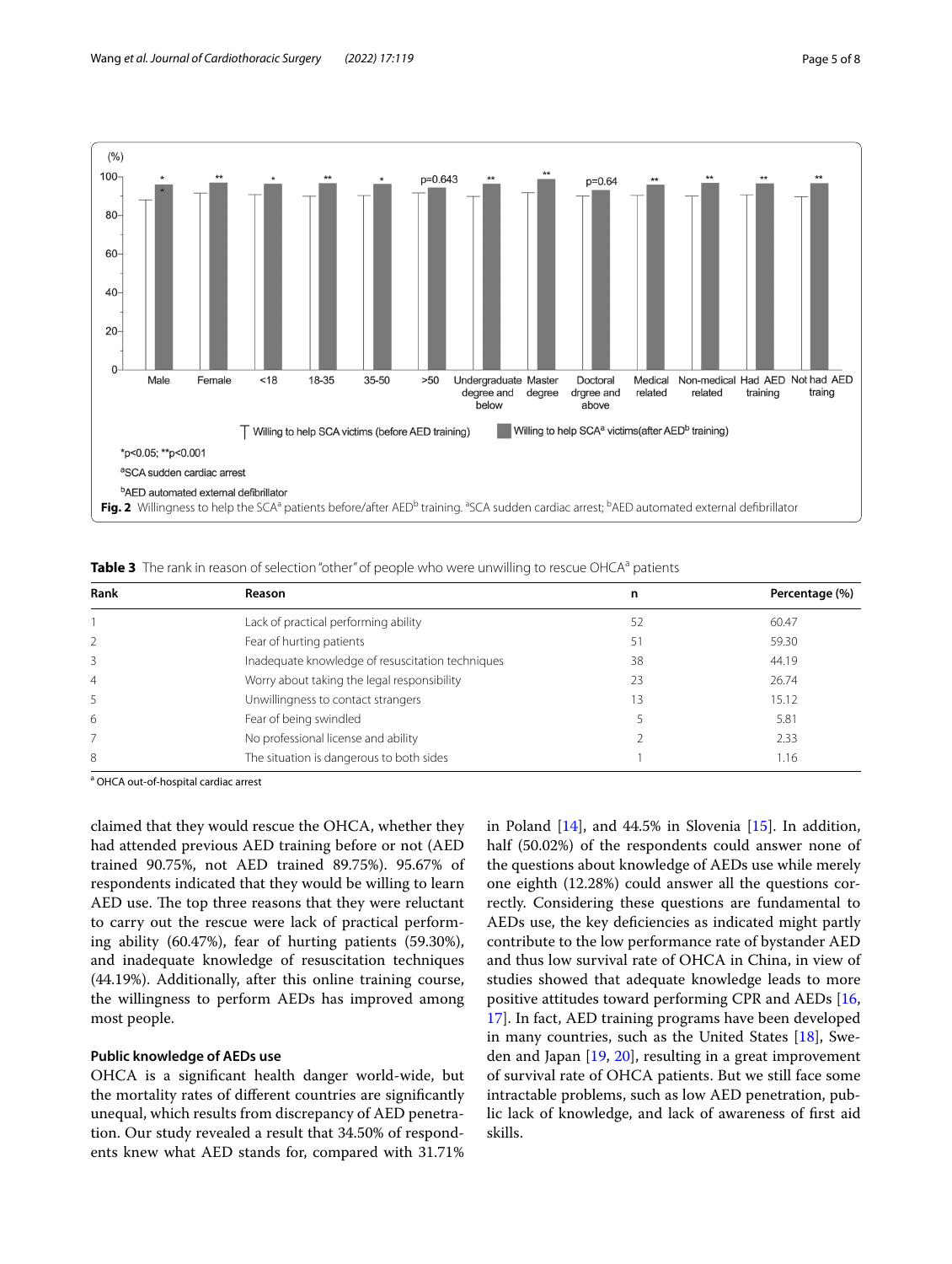**Fig. 2** Willingness to help the SCA[a] patients before/after AED[b] training. [a]SCA sudden cardiac arrest; [b]AED automated external defibrillator

**Table 3** The rank in reason of selection "other" of people who were unwilling to rescue OHCA[a] patients

| Rank | Reason | n | Percentage (%) |
|---|---|---|---|
| 1 | Lack of practical performing ability | 52 | 60.47 |
| 2 | Fear of hurting patients | 51 | 59.30 |
| 3 | Inadequate knowledge of resuscitation techniques | 38 | 44.19 |
| 4 | Worry about taking the legal responsibility | 23 | 26.74 |
| 5 | Unwillingness to contact strangers | 13 | 15.12 |
| 6 | Fear of being swindled | 5 | 5.81 |
| 7 | No professional license and ability | 2 | 2.33 |
| 8 | The situation is dangerous to both sides | 1 | 1.16 |

[a] OHCA out-of-hospital cardiac arrest

claimed that they would rescue the OHCA, whether they had attended previous AED training before or not (AED trained 90.75%, not AED trained 89.75%). 95.67% of respondents indicated that they would be willing to learn AED use. The top three reasons that they were reluctant to carry out the rescue were lack of practical performing ability (60.47%), fear of hurting patients (59.30%), and inadequate knowledge of resuscitation techniques (44.19%). Additionally, after this online training course, the willingness to perform AEDs has improved among most people.

### Public knowledge of AEDs use

OHCA is a significant health danger world-wide, but the mortality rates of different countries are significantly unequal, which results from discrepancy of AED penetration. Our study revealed a result that 34.50% of respondents knew what AED stands for, compared with 31.71% in Poland [14], and 44.5% in Slovenia [15]. In addition, half (50.02%) of the respondents could answer none of the questions about knowledge of AEDs use while merely one eighth (12.28%) could answer all the questions correctly. Considering these questions are fundamental to AEDs use, the key deficiencies as indicated might partly contribute to the low performance rate of bystander AED and thus low survival rate of OHCA in China, in view of studies showed that adequate knowledge leads to more positive attitudes toward performing CPR and AEDs [16, 17]. In fact, AED training programs have been developed in many countries, such as the United States [18], Sweden and Japan [19, 20], resulting in a great improvement of survival rate of OHCA patients. But we still face some intractable problems, such as low AED penetration, public lack of knowledge, and lack of awareness of first aid skills.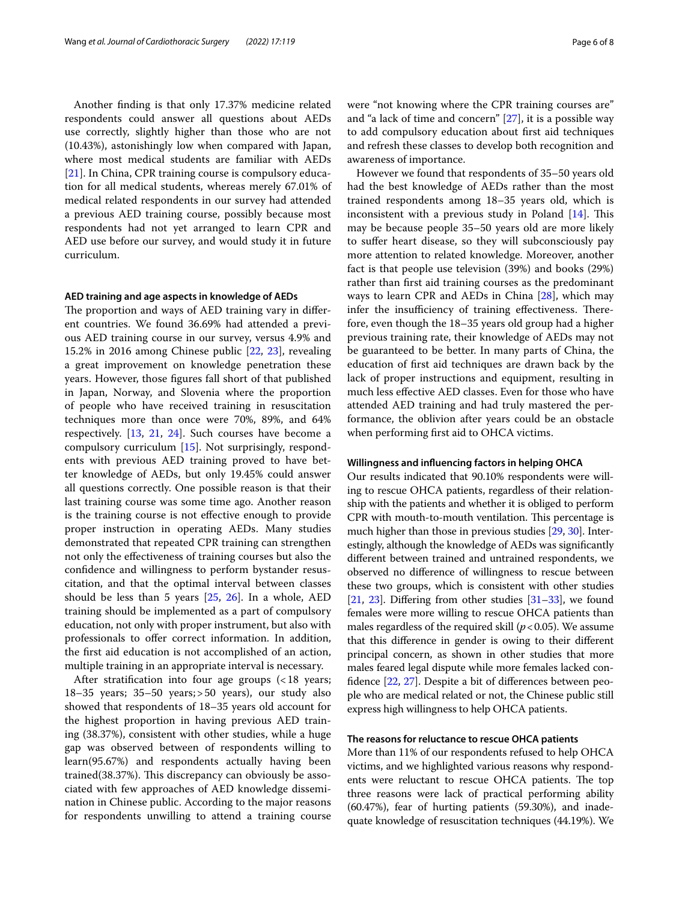Another finding is that only 17.37% medicine related respondents could answer all questions about AEDs use correctly, slightly higher than those who are not (10.43%), astonishingly low when compared with Japan, where most medical students are familiar with AEDs [21]. In China, CPR training course is compulsory education for all medical students, whereas merely 67.01% of medical related respondents in our survey had attended a previous AED training course, possibly because most respondents had not yet arranged to learn CPR and AED use before our survey, and would study it in future curriculum.

### AED training and age aspects in knowledge of AEDs

The proportion and ways of AED training vary in different countries. We found 36.69% had attended a previous AED training course in our survey, versus 4.9% and 15.2% in 2016 among Chinese public [22, 23], revealing a great improvement on knowledge penetration these years. However, those figures fall short of that published in Japan, Norway, and Slovenia where the proportion of people who have received training in resuscitation techniques more than once were 70%, 89%, and 64% respectively. [13, 21, 24]. Such courses have become a compulsory curriculum [15]. Not surprisingly, respondents with previous AED training proved to have better knowledge of AEDs, but only 19.45% could answer all questions correctly. One possible reason is that their last training course was some time ago. Another reason is the training course is not effective enough to provide proper instruction in operating AEDs. Many studies demonstrated that repeated CPR training can strengthen not only the effectiveness of training courses but also the confidence and willingness to perform bystander resuscitation, and that the optimal interval between classes should be less than 5 years [25, 26]. In a whole, AED training should be implemented as a part of compulsory education, not only with proper instrument, but also with professionals to offer correct information. In addition, the first aid education is not accomplished of an action, multiple training in an appropriate interval is necessary.

After stratification into four age groups (<18 years; 18–35 years; 35–50 years; >50 years), our study also showed that respondents of 18–35 years old account for the highest proportion in having previous AED training (38.37%), consistent with other studies, while a huge gap was observed between of respondents willing to learn(95.67%) and respondents actually having been trained(38.37%). This discrepancy can obviously be associated with few approaches of AED knowledge dissemination in Chinese public. According to the major reasons for respondents unwilling to attend a training course were "not knowing where the CPR training courses are" and "a lack of time and concern" [27], it is a possible way to add compulsory education about first aid techniques and refresh these classes to develop both recognition and awareness of importance.

However we found that respondents of 35–50 years old had the best knowledge of AEDs rather than the most trained respondents among 18–35 years old, which is inconsistent with a previous study in Poland [14]. This may be because people 35–50 years old are more likely to suffer heart disease, so they will subconsciously pay more attention to related knowledge. Moreover, another fact is that people use television (39%) and books (29%) rather than first aid training courses as the predominant ways to learn CPR and AEDs in China [28], which may infer the insufficiency of training effectiveness. Therefore, even though the 18–35 years old group had a higher previous training rate, their knowledge of AEDs may not be guaranteed to be better. In many parts of China, the education of first aid techniques are drawn back by the lack of proper instructions and equipment, resulting in much less effective AED classes. Even for those who have attended AED training and had truly mastered the performance, the oblivion after years could be an obstacle when performing first aid to OHCA victims.

### Willingness and influencing factors in helping OHCA

Our results indicated that 90.10% respondents were willing to rescue OHCA patients, regardless of their relationship with the patients and whether it is obliged to perform CPR with mouth-to-mouth ventilation. This percentage is much higher than those in previous studies [29, 30]. Interestingly, although the knowledge of AEDs was significantly different between trained and untrained respondents, we observed no difference of willingness to rescue between these two groups, which is consistent with other studies [21, 23]. Differing from other studies [31–33], we found females were more willing to rescue OHCA patients than males regardless of the required skill ($p<0.05$). We assume that this difference in gender is owing to their different principal concern, as shown in other studies that more males feared legal dispute while more females lacked confidence [22, 27]. Despite a bit of differences between people who are medical related or not, the Chinese public still express high willingness to help OHCA patients.

### The reasons for reluctance to rescue OHCA patients

More than 11% of our respondents refused to help OHCA victims, and we highlighted various reasons why respondents were reluctant to rescue OHCA patients. The top three reasons were lack of practical performing ability (60.47%), fear of hurting patients (59.30%), and inadequate knowledge of resuscitation techniques (44.19%). We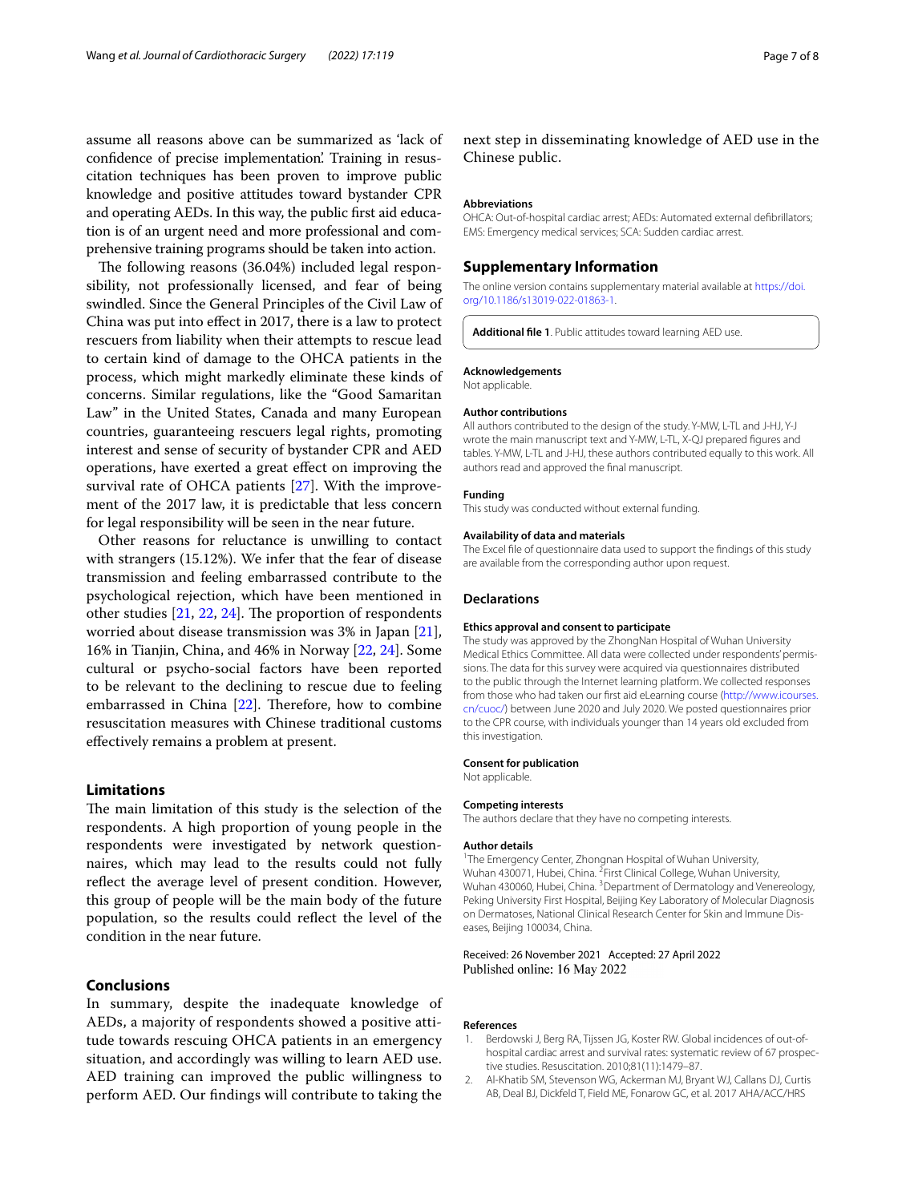assume all reasons above can be summarized as 'lack of confidence of precise implementation'. Training in resuscitation techniques has been proven to improve public knowledge and positive attitudes toward bystander CPR and operating AEDs. In this way, the public first aid education is of an urgent need and more professional and comprehensive training programs should be taken into action.

The following reasons (36.04%) included legal responsibility, not professionally licensed, and fear of being swindled. Since the General Principles of the Civil Law of China was put into effect in 2017, there is a law to protect rescuers from liability when their attempts to rescue lead to certain kind of damage to the OHCA patients in the process, which might markedly eliminate these kinds of concerns. Similar regulations, like the "Good Samaritan Law" in the United States, Canada and many European countries, guaranteeing rescuers legal rights, promoting interest and sense of security of bystander CPR and AED operations, have exerted a great effect on improving the survival rate of OHCA patients [27]. With the improvement of the 2017 law, it is predictable that less concern for legal responsibility will be seen in the near future.

Other reasons for reluctance is unwilling to contact with strangers (15.12%). We infer that the fear of disease transmission and feeling embarrassed contribute to the psychological rejection, which have been mentioned in other studies [21, 22, 24]. The proportion of respondents worried about disease transmission was 3% in Japan [21], 16% in Tianjin, China, and 46% in Norway [22, 24]. Some cultural or psycho-social factors have been reported to be relevant to the declining to rescue due to feeling embarrassed in China [22]. Therefore, how to combine resuscitation measures with Chinese traditional customs effectively remains a problem at present.

## Limitations

The main limitation of this study is the selection of the respondents. A high proportion of young people in the respondents were investigated by network questionnaires, which may lead to the results could not fully reflect the average level of present condition. However, this group of people will be the main body of the future population, so the results could reflect the level of the condition in the near future.

## Conclusions

In summary, despite the inadequate knowledge of AEDs, a majority of respondents showed a positive attitude towards rescuing OHCA patients in an emergency situation, and accordingly was willing to learn AED use. AED training can improved the public willingness to perform AED. Our findings will contribute to taking the next step in disseminating knowledge of AED use in the Chinese public.

#### Abbreviations

OHCA: Out-of-hospital cardiac arrest; AEDs: Automated external defibrillators; EMS: Emergency medical services; SCA: Sudden cardiac arrest.

## Supplementary Information

The online version contains supplementary material available at https://doi.org/10.1186/s13019-022-01863-1.

**Additional file 1**. Public attitudes toward learning AED use.

#### Acknowledgements

Not applicable.

#### Author contributions

All authors contributed to the design of the study. Y-MW, L-TL and J-HJ, Y-J wrote the main manuscript text and Y-MW, L-TL, X-QJ prepared figures and tables. Y-MW, L-TL and J-HJ, these authors contributed equally to this work. All authors read and approved the final manuscript.

#### Funding

This study was conducted without external funding.

#### Availability of data and materials

The Excel file of questionnaire data used to support the findings of this study are available from the corresponding author upon request.

## Declarations

#### Ethics approval and consent to participate

The study was approved by the ZhongNan Hospital of Wuhan University Medical Ethics Committee. All data were collected under respondents' permissions. The data for this survey were acquired via questionnaires distributed to the public through the Internet learning platform. We collected responses from those who had taken our first aid eLearning course (http://www.icourses.cn/cuoc/) between June 2020 and July 2020. We posted questionnaires prior to the CPR course, with individuals younger than 14 years old excluded from this investigation.

#### Consent for publication

Not applicable.

#### Competing interests

The authors declare that they have no competing interests.

#### Author details

[1]The Emergency Center, Zhongnan Hospital of Wuhan University, Wuhan 430071, Hubei, China. [2]First Clinical College, Wuhan University, Wuhan 430060, Hubei, China. [3]Department of Dermatology and Venereology, Peking University First Hospital, Beijing Key Laboratory of Molecular Diagnosis on Dermatoses, National Clinical Research Center for Skin and Immune Diseases, Beijing 100034, China.

Received: 26 November 2021 Accepted: 27 April 2022
Published online: 16 May 2022

#### References

1. Berdowski J, Berg RA, Tijssen JG, Koster RW. Global incidences of out-of-hospital cardiac arrest and survival rates: systematic review of 67 prospective studies. Resuscitation. 2010;81(11):1479–87.
2. Al-Khatib SM, Stevenson WG, Ackerman MJ, Bryant WJ, Callans DJ, Curtis AB, Deal BJ, Dickfeld T, Field ME, Fonarow GC, et al. 2017 AHA/ACC/HRS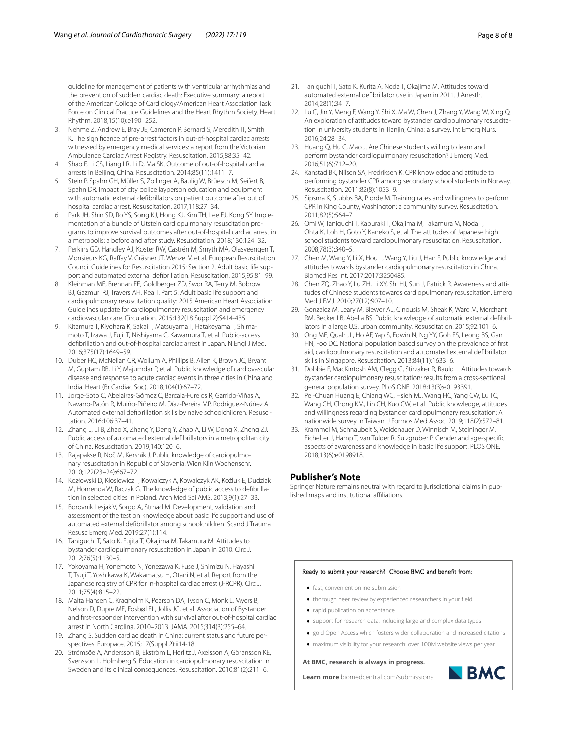guideline for management of patients with ventricular arrhythmias and the prevention of sudden cardiac death: Executive summary: a report of the American College of Cardiology/American Heart Association Task Force on Clinical Practice Guidelines and the Heart Rhythm Society. Heart Rhythm. 2018;15(10):e190–252.

3. Nehme Z, Andrew E, Bray JE, Cameron P, Bernard S, Meredith IT, Smith K. The significance of pre-arrest factors in out-of-hospital cardiac arrests witnessed by emergency medical services: a report from the Victorian Ambulance Cardiac Arrest Registry. Resuscitation. 2015;88:35–42.
4. Shao F, Li CS, Liang LR, Li D, Ma SK. Outcome of out-of-hospital cardiac arrests in Beijing, China. Resuscitation. 2014;85(11):1411–7.
5. Stein P, Spahn GH, Müller S, Zollinger A, Baulig W, Brüesch M, Seifert B, Spahn DR. Impact of city police layperson education and equipment with automatic external defibrillators on patient outcome after out of hospital cardiac arrest. Resuscitation. 2017;118:27–34.
6. Park JH, Shin SD, Ro YS, Song KJ, Hong KJ, Kim TH, Lee EJ, Kong SY. Implementation of a bundle of Utstein cardiopulmonary resuscitation programs to improve survival outcomes after out-of-hospital cardiac arrest in a metropolis: a before and after study. Resuscitation. 2018;130:124–32.
7. Perkins GD, Handley AJ, Koster RW, Castrén M, Smyth MA, Olasveengen T, Monsieurs KG, Raffay V, Gräsner JT, Wenzel V, et al. European Resuscitation Council Guidelines for Resuscitation 2015: Section 2. Adult basic life support and automated external defibrillation. Resuscitation. 2015;95:81–99.
8. Kleinman ME, Brennan EE, Goldberger ZD, Swor RA, Terry M, Bobrow BJ, Gazmuri RJ, Travers AH, Rea T. Part 5: Adult basic life support and cardiopulmonary resuscitation quality: 2015 American Heart Association Guidelines update for cardiopulmonary resuscitation and emergency cardiovascular care. Circulation. 2015;132(18 Suppl 2):S414-435.
9. Kitamura T, Kiyohara K, Sakai T, Matsuyama T, Hatakeyama T, Shimamoto T, Izawa J, Fujii T, Nishiyama C, Kawamura T, et al. Public-access defibrillation and out-of-hospital cardiac arrest in Japan. N Engl J Med. 2016;375(17):1649–59.
10. Duber HC, McNellan CR, Wollum A, Phillips B, Allen K, Brown JC, Bryant M, Guptam RB, Li Y, Majumdar P, et al. Public knowledge of cardiovascular disease and response to acute cardiac events in three cities in China and India. Heart (Br Cardiac Soc). 2018;104(1):67–72.
11. Jorge-Soto C, Abelairas-Gómez C, Barcala-Furelos R, Garrido-Viñas A, Navarro-Patón R, Muiño-Piñeiro M, Díaz-Pereira MP, Rodríguez-Núñez A. Automated external defibrillation skills by naive schoolchildren. Resuscitation. 2016;106:37–41.
12. Zhang L, Li B, Zhao X, Zhang Y, Deng Y, Zhao A, Li W, Dong X, Zheng ZJ. Public access of automated external defibrillators in a metropolitan city of China. Resuscitation. 2019;140:120–6.
13. Rajapakse R, Noč M, Kersnik J. Public knowledge of cardiopulmonary resuscitation in Republic of Slovenia. Wien Klin Wochenschr. 2010;122(23–24):667–72.
14. Kozłowski D, Kłosiewicz T, Kowalczyk A, Kowalczyk AK, Koźluk E, Dudziak M, Homenda W, Raczak G. The knowledge of public access to defibrillation in selected cities in Poland. Arch Med Sci AMS. 2013;9(1):27–33.
15. Borovnik Lesjak V, Šorgo A, Strnad M. Development, validation and assessment of the test on knowledge about basic life support and use of automated external defibrillator among schoolchildren. Scand J Trauma Resusc Emerg Med. 2019;27(1):114.
16. Taniguchi T, Sato K, Fujita T, Okajima M, Takamura M. Attitudes to bystander cardiopulmonary resuscitation in Japan in 2010. Circ J. 2012;76(5):1130–5.
17. Yokoyama H, Yonemoto N, Yonezawa K, Fuse J, Shimizu N, Hayashi T, Tsuji T, Yoshikawa K, Wakamatsu H, Otani N, et al. Report from the Japanese registry of CPR for in-hospital cardiac arrest (J-RCPR). Circ J. 2011;75(4):815–22.
18. Malta Hansen C, Kragholm K, Pearson DA, Tyson C, Monk L, Myers B, Nelson D, Dupre ME, Fosbøl EL, Jollis JG, et al. Association of Bystander and first-responder intervention with survival after out-of-hospital cardiac arrest in North Carolina, 2010–2013. JAMA. 2015;314(3):255–64.
19. Zhang S. Sudden cardiac death in China: current status and future perspectives. Europace. 2015;17(Suppl 2):ii14-18.
20. Strömsöe A, Andersson B, Ekström L, Herlitz J, Axelsson A, Göransson KE, Svensson L, Holmberg S. Education in cardiopulmonary resuscitation in Sweden and its clinical consequences. Resuscitation. 2010;81(2):211–6.
21. Taniguchi T, Sato K, Kurita A, Noda T, Okajima M. Attitudes toward automated external defibrillator use in Japan in 2011. J Anesth. 2014;28(1):34–7.
22. Lu C, Jin Y, Meng F, Wang Y, Shi X, Ma W, Chen J, Zhang Y, Wang W, Xing Q. An exploration of attitudes toward bystander cardiopulmonary resuscitation in university students in Tianjin, China: a survey. Int Emerg Nurs. 2016;24:28–34.
23. Huang Q, Hu C, Mao J. Are Chinese students willing to learn and perform bystander cardiopulmonary resuscitation? J Emerg Med. 2016;51(6):712–20.
24. Kanstad BK, Nilsen SA, Fredriksen K. CPR knowledge and attitude to performing bystander CPR among secondary school students in Norway. Resuscitation. 2011;82(8):1053–9.
25. Sipsma K, Stubbs BA, Plorde M. Training rates and willingness to perform CPR in King County, Washington: a community survey. Resuscitation. 2011;82(5):564–7.
26. Omi W, Taniguchi T, Kaburaki T, Okajima M, Takamura M, Noda T, Ohta K, Itoh H, Goto Y, Kaneko S, et al. The attitudes of Japanese high school students toward cardiopulmonary resuscitation. Resuscitation. 2008;78(3):340–5.
27. Chen M, Wang Y, Li X, Hou L, Wang Y, Liu J, Han F. Public knowledge and attitudes towards bystander cardiopulmonary resuscitation in China. Biomed Res Int. 2017;2017:3250485.
28. Chen ZQ, Zhao Y, Lu ZH, Li XY, Shi HJ, Sun J, Patrick R. Awareness and attitudes of Chinese students towards cardiopulmonary resuscitation. Emerg Med J EMJ. 2010;27(12):907–10.
29. Gonzalez M, Leary M, Blewer AL, Cinousis M, Sheak K, Ward M, Merchant RM, Becker LB, Abella BS. Public knowledge of automatic external defibrillators in a large U.S. urban community. Resuscitation. 2015;92:101–6.
30. Ong ME, Quah JL, Ho AF, Yap S, Edwin N, Ng YY, Goh ES, Leong BS, Gan HN, Foo DC. National population based survey on the prevalence of first aid, cardiopulmonary resuscitation and automated external defibrillator skills in Singapore. Resuscitation. 2013;84(11):1633–6.
31. Dobbie F, MacKintosh AM, Clegg G, Stirzaker R, Bauld L. Attitudes towards bystander cardiopulmonary resuscitation: results from a cross-sectional general population survey. PLoS ONE. 2018;13(3):e0193391.
32. Pei-Chuan Huang E, Chiang WC, Hsieh MJ, Wang HC, Yang CW, Lu TC, Wang CH, Chong KM, Lin CH, Kuo CW, et al. Public knowledge, attitudes and willingness regarding bystander cardiopulmonary resuscitation: A nationwide survey in Taiwan. J Formos Med Assoc. 2019;118(2):572–81.
33. Krammel M, Schnaubelt S, Weidenauer D, Winnisch M, Steininger M, Eichelter J, Hamp T, van Tulder R, Sulzgruber P. Gender and age-specific aspects of awareness and knowledge in basic life support. PLOS ONE. 2018;13(6):e0198918.

## Publisher's Note

Springer Nature remains neutral with regard to jurisdictional claims in published maps and institutional affiliations.

Ready to submit your research? Choose BMC and benefit from:

- fast, convenient online submission
- thorough peer review by experienced researchers in your field
- rapid publication on acceptance
- support for research data, including large and complex data types
- gold Open Access which fosters wider collaboration and increased citations
- maximum visibility for your research: over 100M website views per year

**At BMC, research is always in progress.**

**Learn more** biomedcentral.com/submissions

BMC